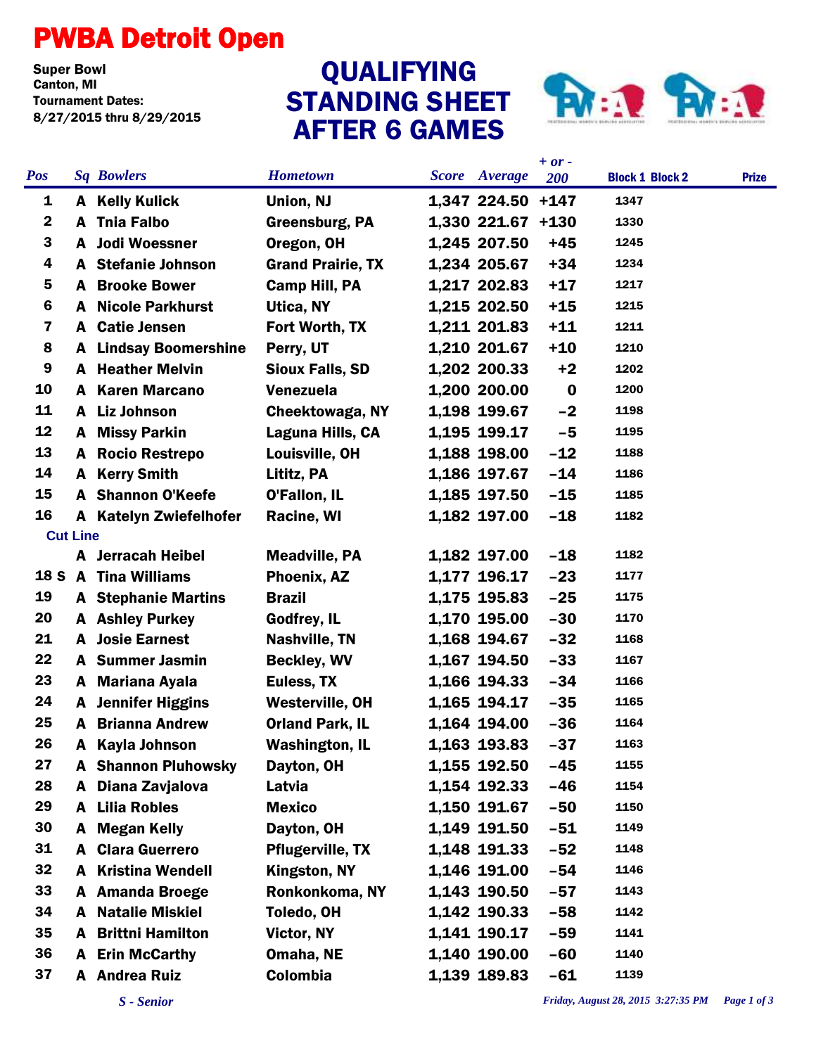# PWBA Detroit Open

**Super Bowl**
**Canton, MI**
**Tournament Dates:**
**8/27/2015 thru 8/29/2015**

## QUALIFYING STANDING SHEET AFTER 6 GAMES

| Pos | Sq | Bowlers | Hometown | Score | Average | + or - 200 | Block 1 | Block 2 | Prize |
|---|---|---|---|---|---|---|---|---|---|
| 1 | A | Kelly Kulick | Union, NJ | 1,347 | 224.50 | +147 | 1347 | | |
| 2 | A | Tnia Falbo | Greensburg, PA | 1,330 | 221.67 | +130 | 1330 | | |
| 3 | A | Jodi Woessner | Oregon, OH | 1,245 | 207.50 | +45 | 1245 | | |
| 4 | A | Stefanie Johnson | Grand Prairie, TX | 1,234 | 205.67 | +34 | 1234 | | |
| 5 | A | Brooke Bower | Camp Hill, PA | 1,217 | 202.83 | +17 | 1217 | | |
| 6 | A | Nicole Parkhurst | Utica, NY | 1,215 | 202.50 | +15 | 1215 | | |
| 7 | A | Catie Jensen | Fort Worth, TX | 1,211 | 201.83 | +11 | 1211 | | |
| 8 | A | Lindsay Boomershine | Perry, UT | 1,210 | 201.67 | +10 | 1210 | | |
| 9 | A | Heather Melvin | Sioux Falls, SD | 1,202 | 200.33 | +2 | 1202 | | |
| 10 | A | Karen Marcano | Venezuela | 1,200 | 200.00 | 0 | 1200 | | |
| 11 | A | Liz Johnson | Cheektowaga, NY | 1,198 | 199.67 | -2 | 1198 | | |
| 12 | A | Missy Parkin | Laguna Hills, CA | 1,195 | 199.17 | -5 | 1195 | | |
| 13 | A | Rocio Restrepo | Louisville, OH | 1,188 | 198.00 | -12 | 1188 | | |
| 14 | A | Kerry Smith | Lititz, PA | 1,186 | 197.67 | -14 | 1186 | | |
| 15 | A | Shannon O'Keefe | O'Fallon, IL | 1,185 | 197.50 | -15 | 1185 | | |
| 16 | A | Katelyn Zwiefelhofer | Racine, WI | 1,182 | 197.00 | -18 | 1182 | | |
| **Cut Line** | | | | | | | | | |
| | A | Jerracah Heibel | Meadville, PA | 1,182 | 197.00 | -18 | 1182 | | |
| 18 S | A | Tina Williams | Phoenix, AZ | 1,177 | 196.17 | -23 | 1177 | | |
| 19 | A | Stephanie Martins | Brazil | 1,175 | 195.83 | -25 | 1175 | | |
| 20 | A | Ashley Purkey | Godfrey, IL | 1,170 | 195.00 | -30 | 1170 | | |
| 21 | A | Josie Earnest | Nashville, TN | 1,168 | 194.67 | -32 | 1168 | | |
| 22 | A | Summer Jasmin | Beckley, WV | 1,167 | 194.50 | -33 | 1167 | | |
| 23 | A | Mariana Ayala | Euless, TX | 1,166 | 194.33 | -34 | 1166 | | |
| 24 | A | Jennifer Higgins | Westerville, OH | 1,165 | 194.17 | -35 | 1165 | | |
| 25 | A | Brianna Andrew | Orland Park, IL | 1,164 | 194.00 | -36 | 1164 | | |
| 26 | A | Kayla Johnson | Washington, IL | 1,163 | 193.83 | -37 | 1163 | | |
| 27 | A | Shannon Pluhowsky | Dayton, OH | 1,155 | 192.50 | -45 | 1155 | | |
| 28 | A | Diana Zavjalova | Latvia | 1,154 | 192.33 | -46 | 1154 | | |
| 29 | A | Lilia Robles | Mexico | 1,150 | 191.67 | -50 | 1150 | | |
| 30 | A | Megan Kelly | Dayton, OH | 1,149 | 191.50 | -51 | 1149 | | |
| 31 | A | Clara Guerrero | Pflugerville, TX | 1,148 | 191.33 | -52 | 1148 | | |
| 32 | A | Kristina Wendell | Kingston, NY | 1,146 | 191.00 | -54 | 1146 | | |
| 33 | A | Amanda Broege | Ronkonkoma, NY | 1,143 | 190.50 | -57 | 1143 | | |
| 34 | A | Natalie Miskiel | Toledo, OH | 1,142 | 190.33 | -58 | 1142 | | |
| 35 | A | Brittni Hamilton | Victor, NY | 1,141 | 190.17 | -59 | 1141 | | |
| 36 | A | Erin McCarthy | Omaha, NE | 1,140 | 190.00 | -60 | 1140 | | |
| 37 | A | Andrea Ruiz | Colombia | 1,139 | 189.83 | -61 | 1139 | | |

*S - Senior*

*Friday, August 28, 2015 3:27:35 PM*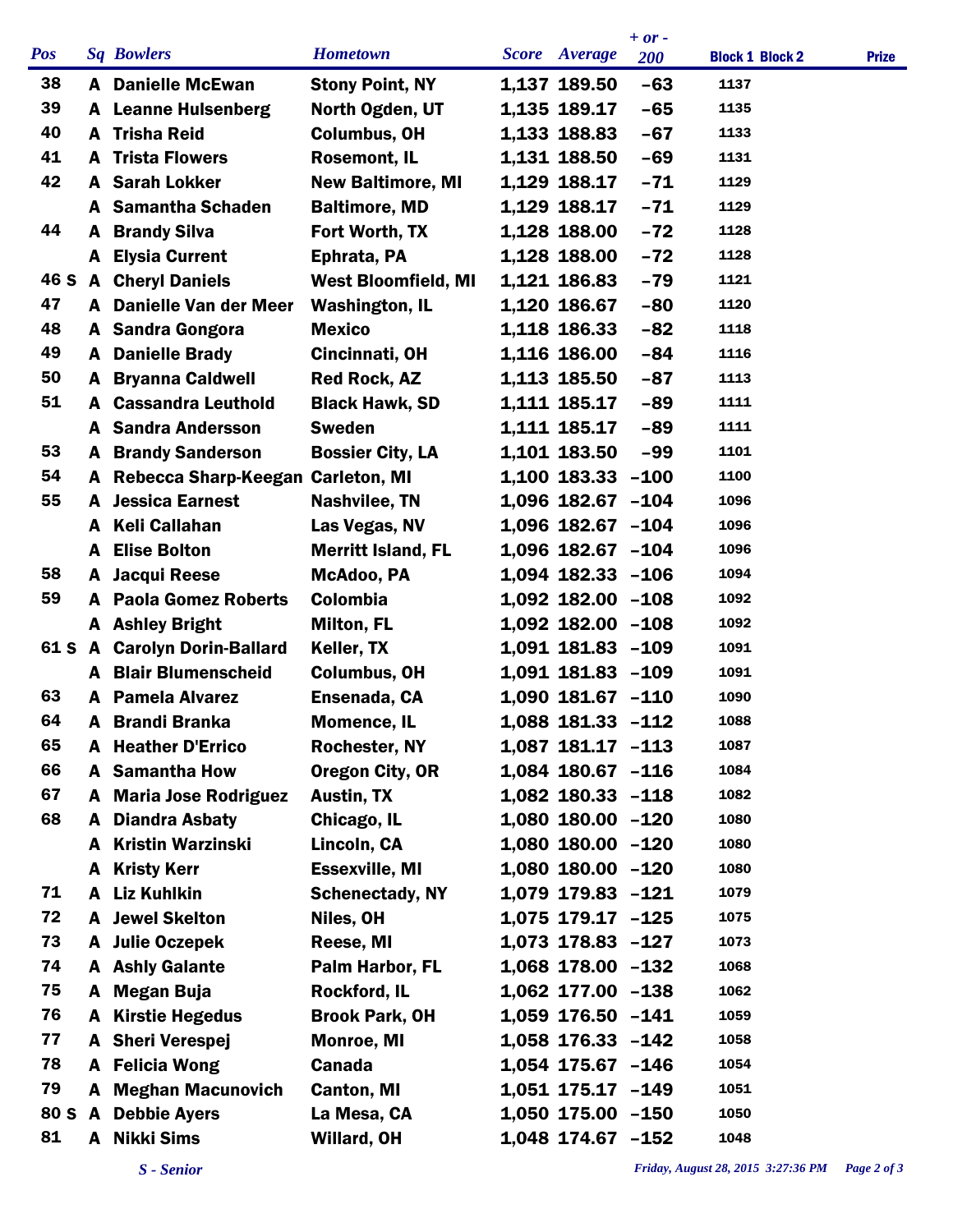| Pos | Sq | Bowlers | Hometown | Score | Average | + or - 200 | Block 1 | Block 2 | Prize |
|---|---|---|---|---|---|---|---|---|---|
| 38 | A | Danielle McEwan | Stony Point, NY | 1,137 | 189.50 | -63 | 1137 | | |
| 39 | A | Leanne Hulsenberg | North Ogden, UT | 1,135 | 189.17 | -65 | 1135 | | |
| 40 | A | Trisha Reid | Columbus, OH | 1,133 | 188.83 | -67 | 1133 | | |
| 41 | A | Trista Flowers | Rosemont, IL | 1,131 | 188.50 | -69 | 1131 | | |
| 42 | A | Sarah Lokker | New Baltimore, MI | 1,129 | 188.17 | -71 | 1129 | | |
| | A | Samantha Schaden | Baltimore, MD | 1,129 | 188.17 | -71 | 1129 | | |
| 44 | A | Brandy Silva | Fort Worth, TX | 1,128 | 188.00 | -72 | 1128 | | |
| | A | Elysia Current | Ephrata, PA | 1,128 | 188.00 | -72 | 1128 | | |
| 46 S | A | Cheryl Daniels | West Bloomfield, MI | 1,121 | 186.83 | -79 | 1121 | | |
| 47 | A | Danielle Van der Meer | Washington, IL | 1,120 | 186.67 | -80 | 1120 | | |
| 48 | A | Sandra Gongora | Mexico | 1,118 | 186.33 | -82 | 1118 | | |
| 49 | A | Danielle Brady | Cincinnati, OH | 1,116 | 186.00 | -84 | 1116 | | |
| 50 | A | Bryanna Caldwell | Red Rock, AZ | 1,113 | 185.50 | -87 | 1113 | | |
| 51 | A | Cassandra Leuthold | Black Hawk, SD | 1,111 | 185.17 | -89 | 1111 | | |
| | A | Sandra Andersson | Sweden | 1,111 | 185.17 | -89 | 1111 | | |
| 53 | A | Brandy Sanderson | Bossier City, LA | 1,101 | 183.50 | -99 | 1101 | | |
| 54 | A | Rebecca Sharp-Keegan | Carleton, MI | 1,100 | 183.33 | -100 | 1100 | | |
| 55 | A | Jessica Earnest | Nashvilee, TN | 1,096 | 182.67 | -104 | 1096 | | |
| | A | Keli Callahan | Las Vegas, NV | 1,096 | 182.67 | -104 | 1096 | | |
| | A | Elise Bolton | Merritt Island, FL | 1,096 | 182.67 | -104 | 1096 | | |
| 58 | A | Jacqui Reese | McAdoo, PA | 1,094 | 182.33 | -106 | 1094 | | |
| 59 | A | Paola Gomez Roberts | Colombia | 1,092 | 182.00 | -108 | 1092 | | |
| | A | Ashley Bright | Milton, FL | 1,092 | 182.00 | -108 | 1092 | | |
| 61 S | A | Carolyn Dorin-Ballard | Keller, TX | 1,091 | 181.83 | -109 | 1091 | | |
| | A | Blair Blumenscheid | Columbus, OH | 1,091 | 181.83 | -109 | 1091 | | |
| 63 | A | Pamela Alvarez | Ensenada, CA | 1,090 | 181.67 | -110 | 1090 | | |
| 64 | A | Brandi Branka | Momence, IL | 1,088 | 181.33 | -112 | 1088 | | |
| 65 | A | Heather D'Errico | Rochester, NY | 1,087 | 181.17 | -113 | 1087 | | |
| 66 | A | Samantha How | Oregon City, OR | 1,084 | 180.67 | -116 | 1084 | | |
| 67 | A | Maria Jose Rodriguez | Austin, TX | 1,082 | 180.33 | -118 | 1082 | | |
| 68 | A | Diandra Asbaty | Chicago, IL | 1,080 | 180.00 | -120 | 1080 | | |
| | A | Kristin Warzinski | Lincoln, CA | 1,080 | 180.00 | -120 | 1080 | | |
| | A | Kristy Kerr | Essexville, MI | 1,080 | 180.00 | -120 | 1080 | | |
| 71 | A | Liz Kuhlkin | Schenectady, NY | 1,079 | 179.83 | -121 | 1079 | | |
| 72 | A | Jewel Skelton | Niles, OH | 1,075 | 179.17 | -125 | 1075 | | |
| 73 | A | Julie Oczepek | Reese, MI | 1,073 | 178.83 | -127 | 1073 | | |
| 74 | A | Ashly Galante | Palm Harbor, FL | 1,068 | 178.00 | -132 | 1068 | | |
| 75 | A | Megan Buja | Rockford, IL | 1,062 | 177.00 | -138 | 1062 | | |
| 76 | A | Kirstie Hegedus | Brook Park, OH | 1,059 | 176.50 | -141 | 1059 | | |
| 77 | A | Sheri Verespej | Monroe, MI | 1,058 | 176.33 | -142 | 1058 | | |
| 78 | A | Felicia Wong | Canada | 1,054 | 175.67 | -146 | 1054 | | |
| 79 | A | Meghan Macunovich | Canton, MI | 1,051 | 175.17 | -149 | 1051 | | |
| 80 S | A | Debbie Ayers | La Mesa, CA | 1,050 | 175.00 | -150 | 1050 | | |
| 81 | A | Nikki Sims | Willard, OH | 1,048 | 174.67 | -152 | 1048 | | |

*S - Senior*

*Friday, August 28, 2015 3:27:36 PM*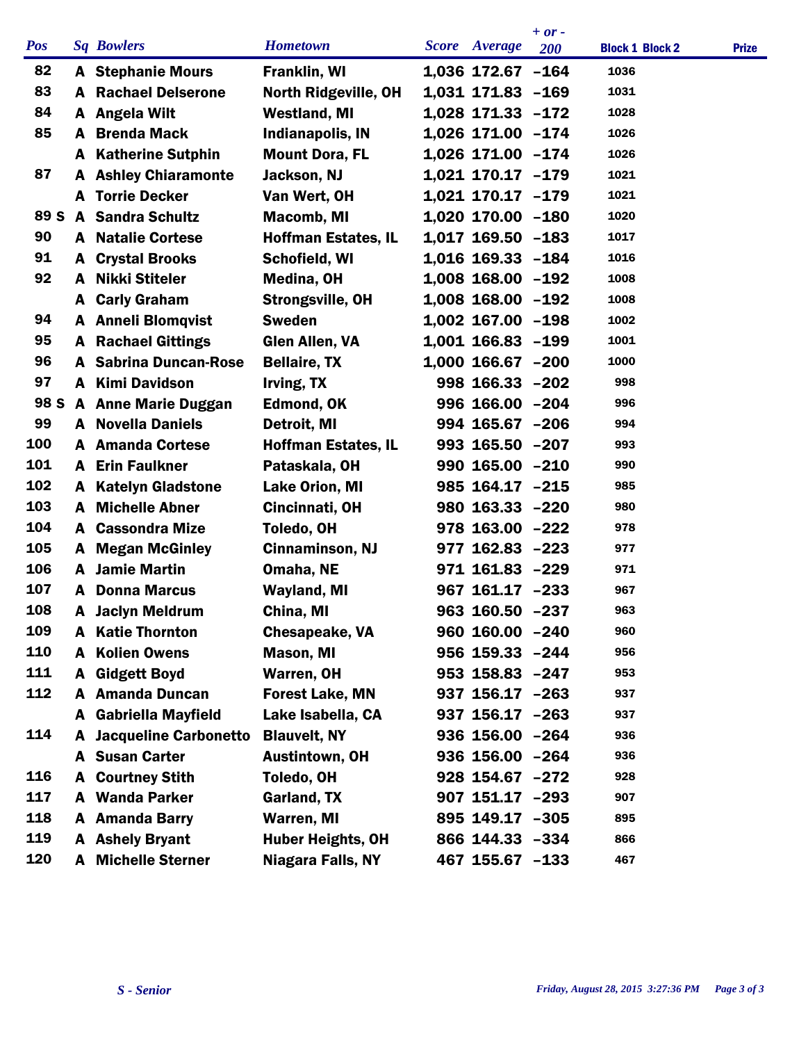| Pos | Sq | Bowlers | Hometown | Score | Average | + or - 200 | Block 1 | Block 2 | Prize |
|---|---|---|---|---|---|---|---|---|---|
| 82 | A | Stephanie Mours | Franklin, WI | 1,036 | 172.67 | -164 | 1036 | | |
| 83 | A | Rachael Delserone | North Ridgeville, OH | 1,031 | 171.83 | -169 | 1031 | | |
| 84 | A | Angela Wilt | Westland, MI | 1,028 | 171.33 | -172 | 1028 | | |
| 85 | A | Brenda Mack | Indianapolis, IN | 1,026 | 171.00 | -174 | 1026 | | |
| | A | Katherine Sutphin | Mount Dora, FL | 1,026 | 171.00 | -174 | 1026 | | |
| 87 | A | Ashley Chiaramonte | Jackson, NJ | 1,021 | 170.17 | -179 | 1021 | | |
| | A | Torrie Decker | Van Wert, OH | 1,021 | 170.17 | -179 | 1021 | | |
| 89 S | A | Sandra Schultz | Macomb, MI | 1,020 | 170.00 | -180 | 1020 | | |
| 90 | A | Natalie Cortese | Hoffman Estates, IL | 1,017 | 169.50 | -183 | 1017 | | |
| 91 | A | Crystal Brooks | Schofield, WI | 1,016 | 169.33 | -184 | 1016 | | |
| 92 | A | Nikki Stiteler | Medina, OH | 1,008 | 168.00 | -192 | 1008 | | |
| | A | Carly Graham | Strongsville, OH | 1,008 | 168.00 | -192 | 1008 | | |
| 94 | A | Anneli Blomqvist | Sweden | 1,002 | 167.00 | -198 | 1002 | | |
| 95 | A | Rachael Gittings | Glen Allen, VA | 1,001 | 166.83 | -199 | 1001 | | |
| 96 | A | Sabrina Duncan-Rose | Bellaire, TX | 1,000 | 166.67 | -200 | 1000 | | |
| 97 | A | Kimi Davidson | Irving, TX | 998 | 166.33 | -202 | 998 | | |
| 98 S | A | Anne Marie Duggan | Edmond, OK | 996 | 166.00 | -204 | 996 | | |
| 99 | A | Novella Daniels | Detroit, MI | 994 | 165.67 | -206 | 994 | | |
| 100 | A | Amanda Cortese | Hoffman Estates, IL | 993 | 165.50 | -207 | 993 | | |
| 101 | A | Erin Faulkner | Pataskala, OH | 990 | 165.00 | -210 | 990 | | |
| 102 | A | Katelyn Gladstone | Lake Orion, MI | 985 | 164.17 | -215 | 985 | | |
| 103 | A | Michelle Abner | Cincinnati, OH | 980 | 163.33 | -220 | 980 | | |
| 104 | A | Cassondra Mize | Toledo, OH | 978 | 163.00 | -222 | 978 | | |
| 105 | A | Megan McGinley | Cinnaminson, NJ | 977 | 162.83 | -223 | 977 | | |
| 106 | A | Jamie Martin | Omaha, NE | 971 | 161.83 | -229 | 971 | | |
| 107 | A | Donna Marcus | Wayland, MI | 967 | 161.17 | -233 | 967 | | |
| 108 | A | Jaclyn Meldrum | China, MI | 963 | 160.50 | -237 | 963 | | |
| 109 | A | Katie Thornton | Chesapeake, VA | 960 | 160.00 | -240 | 960 | | |
| 110 | A | Kolien Owens | Mason, MI | 956 | 159.33 | -244 | 956 | | |
| 111 | A | Gidgett Boyd | Warren, OH | 953 | 158.83 | -247 | 953 | | |
| 112 | A | Amanda Duncan | Forest Lake, MN | 937 | 156.17 | -263 | 937 | | |
| | A | Gabriella Mayfield | Lake Isabella, CA | 937 | 156.17 | -263 | 937 | | |
| 114 | A | Jacqueline Carbonetto | Blauvelt, NY | 936 | 156.00 | -264 | 936 | | |
| | A | Susan Carter | Austintown, OH | 936 | 156.00 | -264 | 936 | | |
| 116 | A | Courtney Stith | Toledo, OH | 928 | 154.67 | -272 | 928 | | |
| 117 | A | Wanda Parker | Garland, TX | 907 | 151.17 | -293 | 907 | | |
| 118 | A | Amanda Barry | Warren, MI | 895 | 149.17 | -305 | 895 | | |
| 119 | A | Ashely Bryant | Huber Heights, OH | 866 | 144.33 | -334 | 866 | | |
| 120 | A | Michelle Sterner | Niagara Falls, NY | 467 | 155.67 | -133 | 467 | | |

*S - Senior*

*Friday, August 28, 2015 3:27:36 PM*